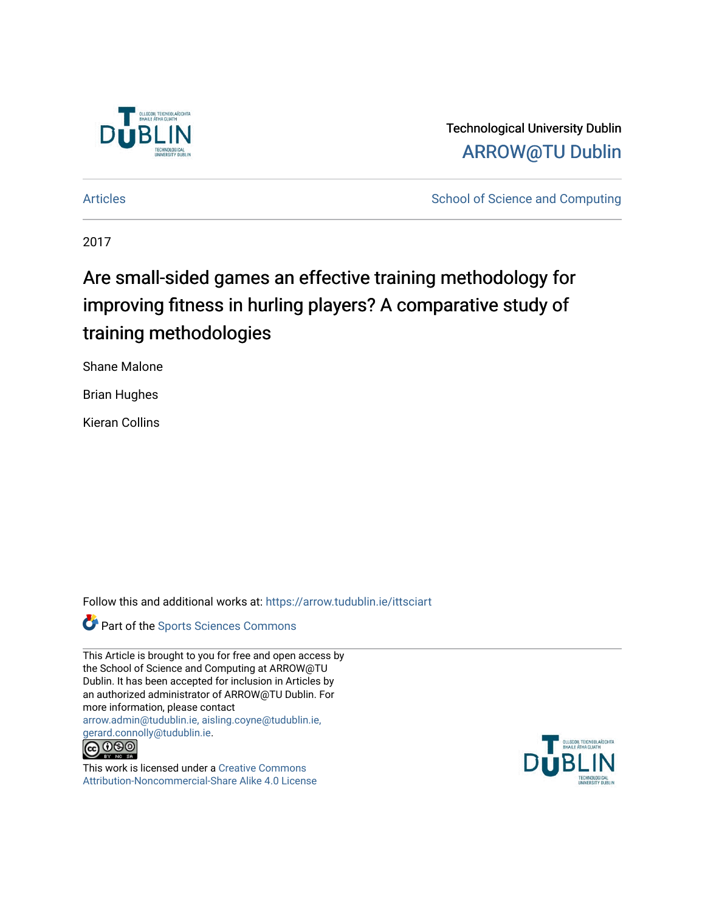Technological University Dublin

ARROW@TU Dublin

Articles

School of Science and Computing

2017

# Are small-sided games an effective training methodology for improving fitness in hurling players? A comparative study of training methodologies

Shane Malone

Brian Hughes

Kieran Collins

Follow this and additional works at: https://arrow.tudublin.ie/ittsciart

Part of the Sports Sciences Commons

This Article is brought to you for free and open access by the School of Science and Computing at ARROW@TU Dublin. It has been accepted for inclusion in Articles by an authorized administrator of ARROW@TU Dublin. For more information, please contact arrow.admin@tudublin.ie, aisling.coyne@tudublin.ie, gerard.connolly@tudublin.ie.

This work is licensed under a Creative Commons Attribution-Noncommercial-Share Alike 4.0 License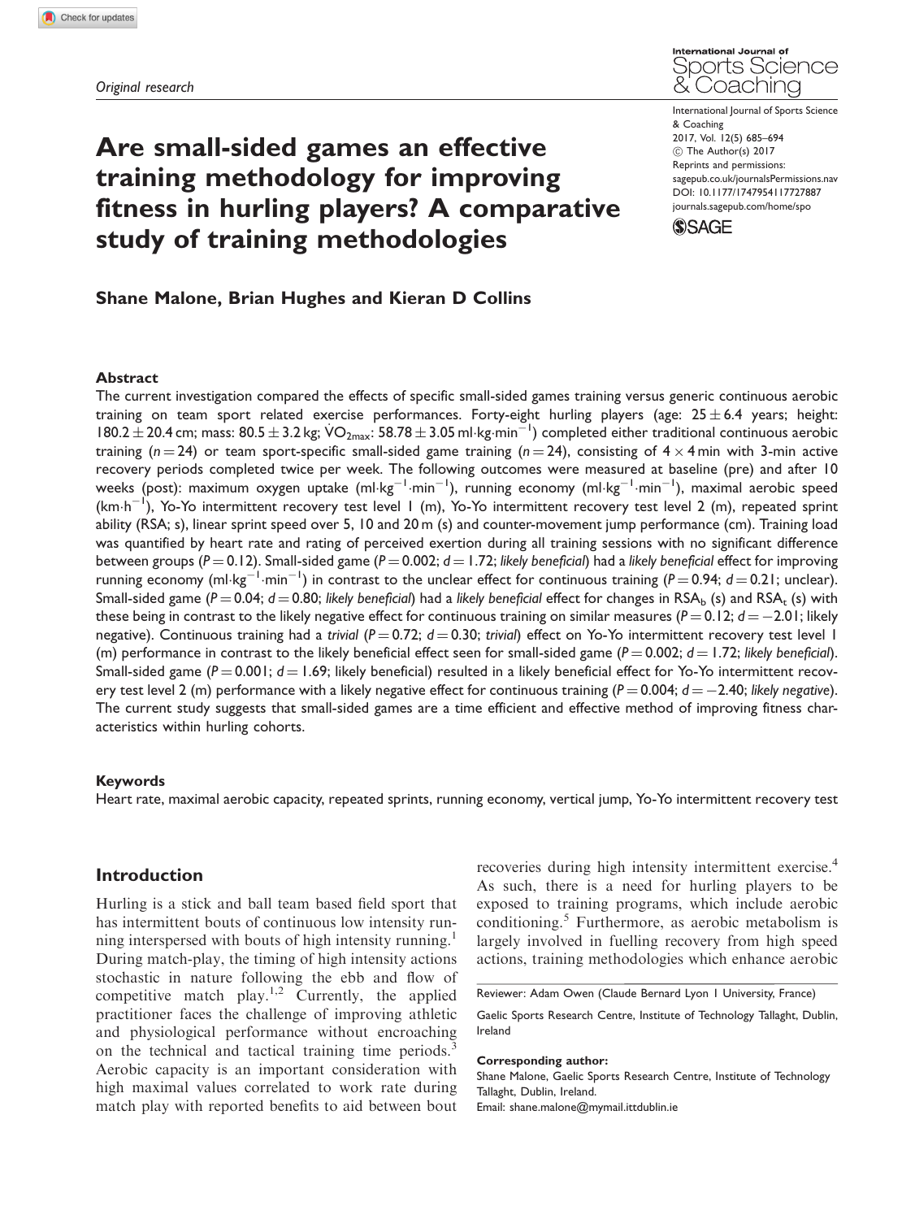Original research

# Are small-sided games an effective training methodology for improving fitness in hurling players? A comparative study of training methodologies

**Shane Malone, Brian Hughes and Kieran D Collins**

International Journal of Sports Science & Coaching
2017, Vol. 12(5) 685–694
© The Author(s) 2017
Reprints and permissions: sagepub.co.uk/journalsPermissions.nav
DOI: 10.1177/1747954117727887
journals.sagepub.com/home/spo

## Abstract

The current investigation compared the effects of specific small-sided games training versus generic continuous aerobic training on team sport related exercise performances. Forty-eight hurling players (age: $25 \pm 6.4$ years; height: $180.2 \pm 20.4$ cm; mass: $80.5 \pm 3.2$ kg; $\dot{V}O_{2max}$: $58.78 \pm 3.05$ ml·kg·min$^{-1}$) completed either traditional continuous aerobic training ($n = 24$) or team sport-specific small-sided game training ($n = 24$), consisting of $4 \times 4$ min with 3-min active recovery periods completed twice per week. The following outcomes were measured at baseline (pre) and after 10 weeks (post): maximum oxygen uptake (ml·kg$^{-1}$·min$^{-1}$), running economy (ml·kg$^{-1}$·min$^{-1}$), maximal aerobic speed (km·h$^{-1}$), Yo-Yo intermittent recovery test level 1 (m), Yo-Yo intermittent recovery test level 2 (m), repeated sprint ability (RSA; s), linear sprint speed over 5, 10 and 20 m (s) and counter-movement jump performance (cm). Training load was quantified by heart rate and rating of perceived exertion during all training sessions with no significant difference between groups ($P = 0.12$). Small-sided game ($P = 0.002$; $d = 1.72$; *likely beneficial*) had a *likely beneficial* effect for improving running economy (ml·kg$^{-1}$·min$^{-1}$) in contrast to the unclear effect for continuous training ($P = 0.94$; $d = 0.21$; unclear). Small-sided game ($P = 0.04$; $d = 0.80$; *likely beneficial*) had a *likely beneficial* effect for changes in $RSA_b$ (s) and $RSA_t$ (s) with these being in contrast to the likely negative effect for continuous training on similar measures ($P = 0.12$; $d = -2.01$; likely negative). Continuous training had a *trivial* ($P = 0.72$; $d = 0.30$; *trivial*) effect on Yo-Yo intermittent recovery test level 1 (m) performance in contrast to the likely beneficial effect seen for small-sided game ($P = 0.002$; $d = 1.72$; *likely beneficial*). Small-sided game ($P = 0.001$; $d = 1.69$; likely beneficial) resulted in a likely beneficial effect for Yo-Yo intermittent recovery test level 2 (m) performance with a likely negative effect for continuous training ($P = 0.004$; $d = -2.40$; *likely negative*). The current study suggests that small-sided games are a time efficient and effective method of improving fitness characteristics within hurling cohorts.

### Keywords

Heart rate, maximal aerobic capacity, repeated sprints, running economy, vertical jump, Yo-Yo intermittent recovery test

## Introduction

Hurling is a stick and ball team based field sport that has intermittent bouts of continuous low intensity running interspersed with bouts of high intensity running.[1] During match-play, the timing of high intensity actions stochastic in nature following the ebb and flow of competitive match play.[1,2] Currently, the applied practitioner faces the challenge of improving athletic and physiological performance without encroaching on the technical and tactical training time periods.[3] Aerobic capacity is an important consideration with high maximal values correlated to work rate during match play with reported benefits to aid between bout recoveries during high intensity intermittent exercise.[4] As such, there is a need for hurling players to be exposed to training programs, which include aerobic conditioning.[5] Furthermore, as aerobic metabolism is largely involved in fuelling recovery from high speed actions, training methodologies which enhance aerobic

Reviewer: Adam Owen (Claude Bernard Lyon 1 University, France)

Gaelic Sports Research Centre, Institute of Technology Tallaght, Dublin, Ireland

**Corresponding author:**
Shane Malone, Gaelic Sports Research Centre, Institute of Technology Tallaght, Dublin, Ireland.
Email: shane.malone@mymail.ittdublin.ie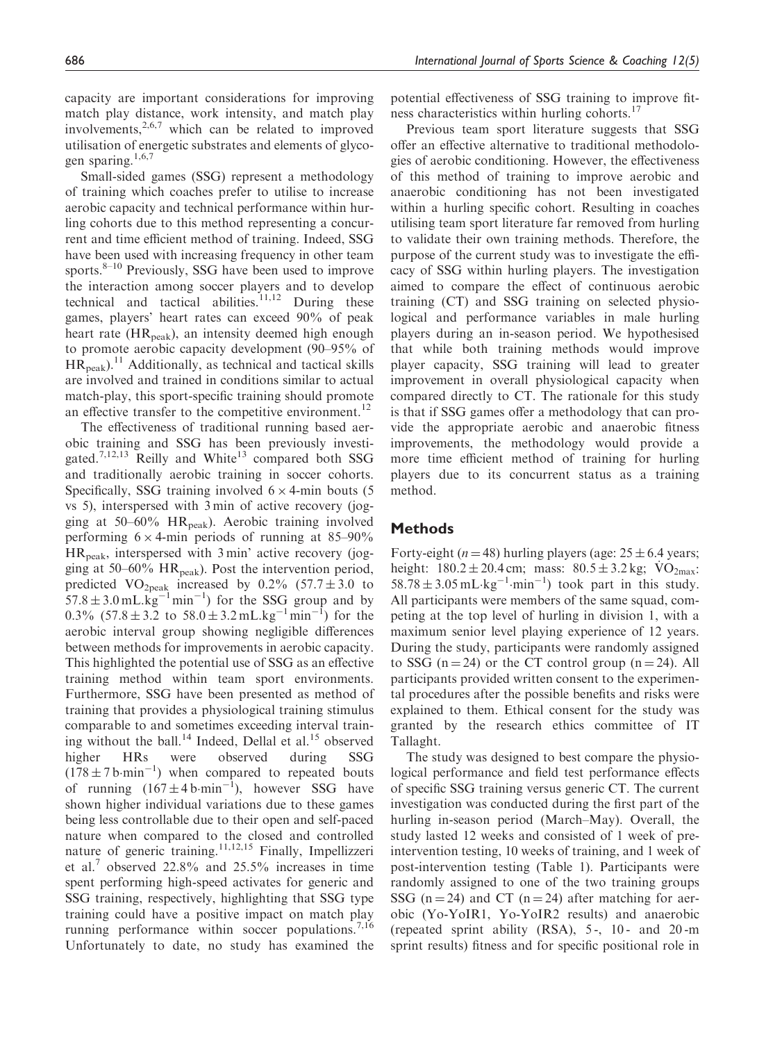capacity are important considerations for improving match play distance, work intensity, and match play involvements,[2,6,7] which can be related to improved utilisation of energetic substrates and elements of glycogen sparing.[1,6,7]

Small-sided games (SSG) represent a methodology of training which coaches prefer to utilise to increase aerobic capacity and technical performance within hurling cohorts due to this method representing a concurrent and time efficient method of training. Indeed, SSG have been used with increasing frequency in other team sports.[8–10] Previously, SSG have been used to improve the interaction among soccer players and to develop technical and tactical abilities.[11,12] During these games, players' heart rates can exceed 90% of peak heart rate ($HR_{peak}$), an intensity deemed high enough to promote aerobic capacity development (90–95% of $HR_{peak}$).[11] Additionally, as technical and tactical skills are involved and trained in conditions similar to actual match-play, this sport-specific training should promote an effective transfer to the competitive environment.[12]

The effectiveness of traditional running based aerobic training and SSG has been previously investigated.[7,12,13] Reilly and White[13] compared both SSG and traditionally aerobic training in soccer cohorts. Specifically, SSG training involved $6 \times 4$-min bouts (5 vs 5), interspersed with 3 min of active recovery (jogging at 50–60% $HR_{peak}$). Aerobic training involved performing $6 \times 4$-min periods of running at 85–90% $HR_{peak}$, interspersed with 3 min' active recovery (jogging at 50–60% $HR_{peak}$). Post the intervention period, predicted $VO_{2peak}$ increased by 0.2% ($57.7 \pm 3.0$ to $57.8 \pm 3.0\,mL.kg^{-1}\,min^{-1}$) for the SSG group and by 0.3% ($57.8 \pm 3.2$ to $58.0 \pm 3.2\,mL.kg^{-1}\,min^{-1}$) for the aerobic interval group showing negligible differences between methods for improvements in aerobic capacity. This highlighted the potential use of SSG as an effective training method within team sport environments. Furthermore, SSG have been presented as method of training that provides a physiological training stimulus comparable to and sometimes exceeding interval training without the ball.[14] Indeed, Dellal et al.[15] observed higher HRs were observed during SSG ($178 \pm 7\,b{\cdot}min^{-1}$) when compared to repeated bouts of running ($167 \pm 4\,b{\cdot}min^{-1}$), however SSG have shown higher individual variations due to these games being less controllable due to their open and self-paced nature when compared to the closed and controlled nature of generic training.[11,12,15] Finally, Impellizzeri et al.[7] observed 22.8% and 25.5% increases in time spent performing high-speed activates for generic and SSG training, respectively, highlighting that SSG type training could have a positive impact on match play running performance within soccer populations.[7,16] Unfortunately to date, no study has examined the potential effectiveness of SSG training to improve fitness characteristics within hurling cohorts.[17]

Previous team sport literature suggests that SSG offer an effective alternative to traditional methodologies of aerobic conditioning. However, the effectiveness of this method of training to improve aerobic and anaerobic conditioning has not been investigated within a hurling specific cohort. Resulting in coaches utilising team sport literature far removed from hurling to validate their own training methods. Therefore, the purpose of the current study was to investigate the efficacy of SSG within hurling players. The investigation aimed to compare the effect of continuous aerobic training (CT) and SSG training on selected physiological and performance variables in male hurling players during an in-season period. We hypothesised that while both training methods would improve player capacity, SSG training will lead to greater improvement in overall physiological capacity when compared directly to CT. The rationale for this study is that if SSG games offer a methodology that can provide the appropriate aerobic and anaerobic fitness improvements, the methodology would provide a more time efficient method of training for hurling players due to its concurrent status as a training method.

## Methods

Forty-eight ($n = 48$) hurling players (age: $25 \pm 6.4$ years; height: $180.2 \pm 20.4$ cm; mass: $80.5 \pm 3.2$ kg; $\dot{V}O_{2max}$: $58.78 \pm 3.05\,mL{\cdot}kg^{-1}{\cdot}min^{-1}$) took part in this study. All participants were members of the same squad, competing at the top level of hurling in division 1, with a maximum senior level playing experience of 12 years. During the study, participants were randomly assigned to SSG ($n = 24$) or the CT control group ($n = 24$). All participants provided written consent to the experimental procedures after the possible benefits and risks were explained to them. Ethical consent for the study was granted by the research ethics committee of IT Tallaght.

The study was designed to best compare the physiological performance and field test performance effects of specific SSG training versus generic CT. The current investigation was conducted during the first part of the hurling in-season period (March–May). Overall, the study lasted 12 weeks and consisted of 1 week of pre-intervention testing, 10 weeks of training, and 1 week of post-intervention testing (Table 1). Participants were randomly assigned to one of the two training groups SSG ($n = 24$) and CT ($n = 24$) after matching for aerobic (Yo-YoIR1, Yo-YoIR2 results) and anaerobic (repeated sprint ability (RSA), 5-, 10- and 20-m sprint results) fitness and for specific positional role in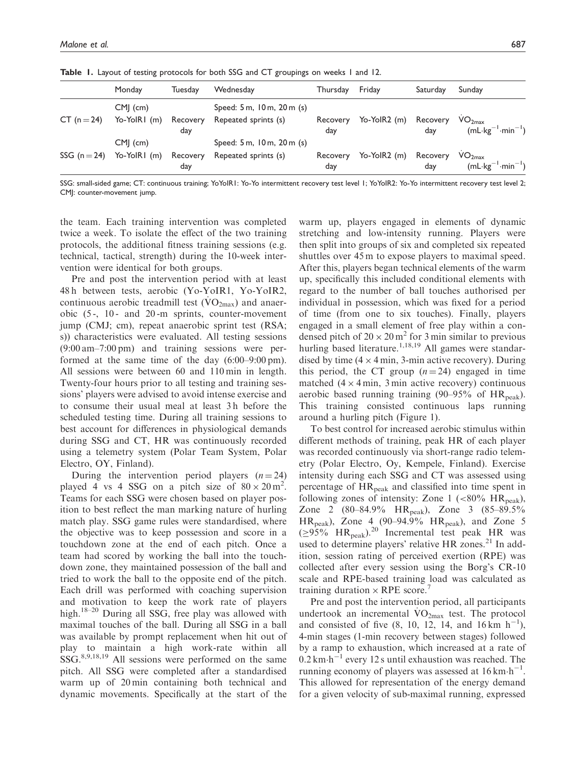**Table 1.** Layout of testing protocols for both SSG and CT groupings on weeks 1 and 12.

| | Monday | Tuesday | Wednesday | Thursday | Friday | Saturday | Sunday |
|---|---|---|---|---|---|---|---|
| CT ($n = 24$) | CMJ (cm) Yo-YoIR1 (m) | Recovery day | Speed: 5 m, 10 m, 20 m (s) Repeated sprints (s) | Recovery day | Yo-YoIR2 (m) | Recovery day | $\dot{V}O_{2max}$ ($mL \cdot kg^{-1} \cdot min^{-1}$) |
| SSG ($n = 24$) | CMJ (cm) Yo-YoIR1 (m) | Recovery day | Speed: 5 m, 10 m, 20 m (s) Repeated sprints (s) | Recovery day | Yo-YoIR2 (m) | Recovery day | $\dot{V}O_{2max}$ ($mL \cdot kg^{-1} \cdot min^{-1}$) |

SSG: small-sided game; CT: continuous training; YoYoIR1: Yo-Yo intermittent recovery test level 1; YoYoIR2: Yo-Yo intermittent recovery test level 2; CMJ: counter-movement jump.

the team. Each training intervention was completed twice a week. To isolate the effect of the two training protocols, the additional fitness training sessions (e.g. technical, tactical, strength) during the 10-week intervention were identical for both groups.

Pre and post the intervention period with at least 48 h between tests, aerobic (Yo-YoIR1, Yo-YoIR2, continuous aerobic treadmill test ($\dot{V}O_{2max}$) and anaerobic (5-, 10- and 20-m sprints, counter-movement jump (CMJ; cm), repeat anaerobic sprint test (RSA; s)) characteristics were evaluated. All testing sessions (9:00 am–7:00 pm) and training sessions were performed at the same time of the day (6:00–9:00 pm). All sessions were between 60 and 110 min in length. Twenty-four hours prior to all testing and training sessions' players were advised to avoid intense exercise and to consume their usual meal at least 3 h before the scheduled testing time. During all training sessions to best account for differences in physiological demands during SSG and CT, HR was continuously recorded using a telemetry system (Polar Team System, Polar Electro, OY, Finland).

During the intervention period players ($n = 24$) played 4 vs 4 SSG on a pitch size of $80 \times 20\,m^2$. Teams for each SSG were chosen based on player position to best reflect the man marking nature of hurling match play. SSG game rules were standardised, where the objective was to keep possession and score in a touchdown zone at the end of each pitch. Once a team had scored by working the ball into the touchdown zone, they maintained possession of the ball and tried to work the ball to the opposite end of the pitch. Each drill was performed with coaching supervision and motivation to keep the work rate of players high.[18–20] During all SSG, free play was allowed with maximal touches of the ball. During all SSG in a ball was available by prompt replacement when hit out of play to maintain a high work-rate within all SSG.[8,9,18,19] All sessions were performed on the same pitch. All SSG were completed after a standardised warm up of 20 min containing both technical and dynamic movements. Specifically at the start of the warm up, players engaged in elements of dynamic stretching and low-intensity running. Players were then split into groups of six and completed six repeated shuttles over 45 m to expose players to maximal speed. After this, players began technical elements of the warm up, specifically this included conditional elements with regard to the number of ball touches authorised per individual in possession, which was fixed for a period of time (from one to six touches). Finally, players engaged in a small element of free play within a condensed pitch of $20 \times 20\,m^2$ for 3 min similar to previous hurling based literature.[1,18,19] All games were standardised by time ($4 \times 4$ min, 3-min active recovery). During this period, the CT group ($n = 24$) engaged in time matched ($4 \times 4$ min, 3 min active recovery) continuous aerobic based running training (90–95% of $HR_{peak}$). This training consisted continuous laps running around a hurling pitch (Figure 1).

To best control for increased aerobic stimulus within different methods of training, peak HR of each player was recorded continuously via short-range radio telemetry (Polar Electro, Oy, Kempele, Finland). Exercise intensity during each SSG and CT was assessed using percentage of $HR_{peak}$ and classified into time spent in following zones of intensity: Zone 1 (<80% $HR_{peak}$), Zone 2 (80–84.9% $HR_{peak}$), Zone 3 (85–89.5% $HR_{peak}$), Zone 4 (90–94.9% $HR_{peak}$), and Zone 5 ($\geq$95% $HR_{peak}$).[20] Incremental test peak HR was used to determine players' relative HR zones.[21] In addition, session rating of perceived exertion (RPE) was collected after every session using the Borg's CR-10 scale and RPE-based training load was calculated as training duration $\times$ RPE score.[7]

Pre and post the intervention period, all participants undertook an incremental $\dot{V}O_{2max}$ test. The protocol and consisted of five (8, 10, 12, 14, and 16 km $h^{-1}$), 4-min stages (1-min recovery between stages) followed by a ramp to exhaustion, which increased at a rate of 0.2 km·$h^{-1}$ every 12 s until exhaustion was reached. The running economy of players was assessed at 16 km·$h^{-1}$. This allowed for representation of the energy demand for a given velocity of sub-maximal running, expressed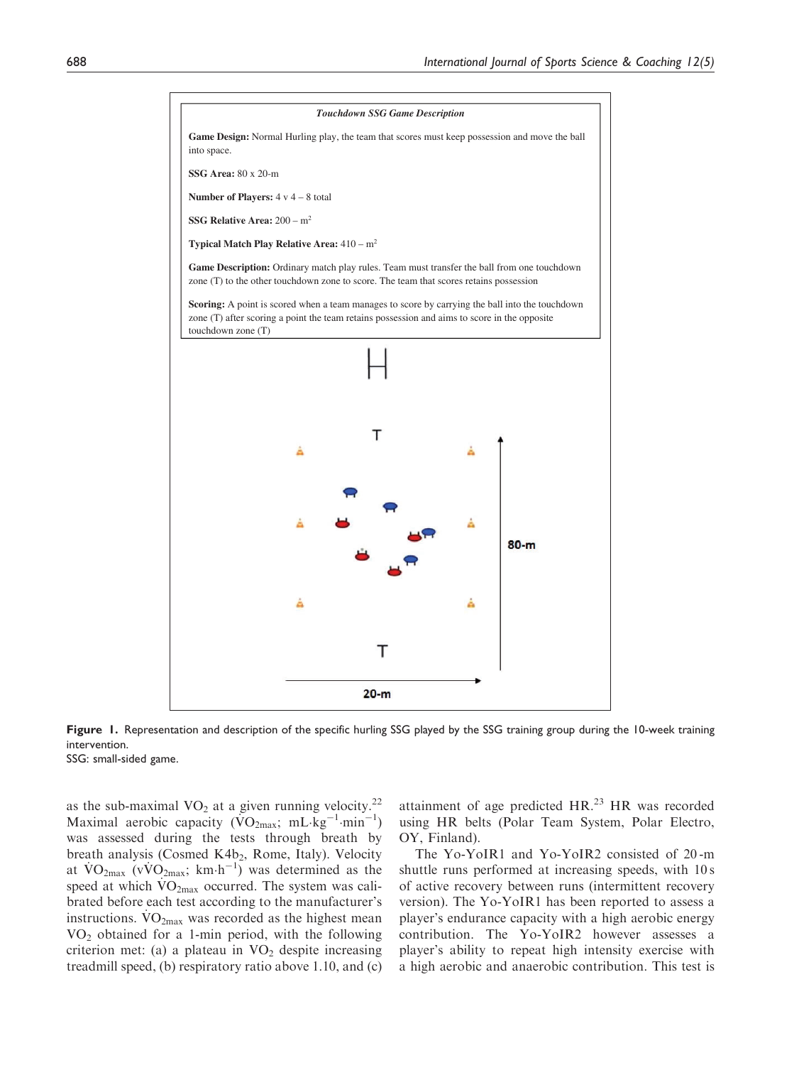*Touchdown SSG Game Description*

**Game Design:** Normal Hurling play, the team that scores must keep possession and move the ball into space.

**SSG Area:** 80 x 20-m

**Number of Players:** 4 v 4 – 8 total

**SSG Relative Area:** 200 – $m^2$

**Typical Match Play Relative Area:** 410 – $m^2$

**Game Description:** Ordinary match play rules. Team must transfer the ball from one touchdown zone (T) to the other touchdown zone to score. The team that scores retains possession

**Scoring:** A point is scored when a team manages to score by carrying the ball into the touchdown zone (T) after scoring a point the team retains possession and aims to score in the opposite touchdown zone (T)

**Figure 1.** Representation and description of the specific hurling SSG played by the SSG training group during the 10-week training intervention.
SSG: small-sided game.

as the sub-maximal $VO_2$ at a given running velocity.[22] Maximal aerobic capacity ($\dot{V}O_{2max}$; $mL{\cdot}kg^{-1}{\cdot}min^{-1}$) was assessed during the tests through breath by breath analysis (Cosmed K4b$_2$, Rome, Italy). Velocity at $\dot{V}O_{2max}$ ($v\dot{V}O_{2max}$; $km{\cdot}h^{-1}$) was determined as the speed at which $\dot{V}O_{2max}$ occurred. The system was calibrated before each test according to the manufacturer's instructions. $\dot{V}O_{2max}$ was recorded as the highest mean $VO_2$ obtained for a 1-min period, with the following criterion met: (a) a plateau in $VO_2$ despite increasing treadmill speed, (b) respiratory ratio above 1.10, and (c) attainment of age predicted HR.[23] HR was recorded using HR belts (Polar Team System, Polar Electro, OY, Finland).

The Yo-YoIR1 and Yo-YoIR2 consisted of 20-m shuttle runs performed at increasing speeds, with 10 s of active recovery between runs (intermittent recovery version). The Yo-YoIR1 has been reported to assess a player's endurance capacity with a high aerobic energy contribution. The Yo-YoIR2 however assesses a player's ability to repeat high intensity exercise with a high aerobic and anaerobic contribution. This test is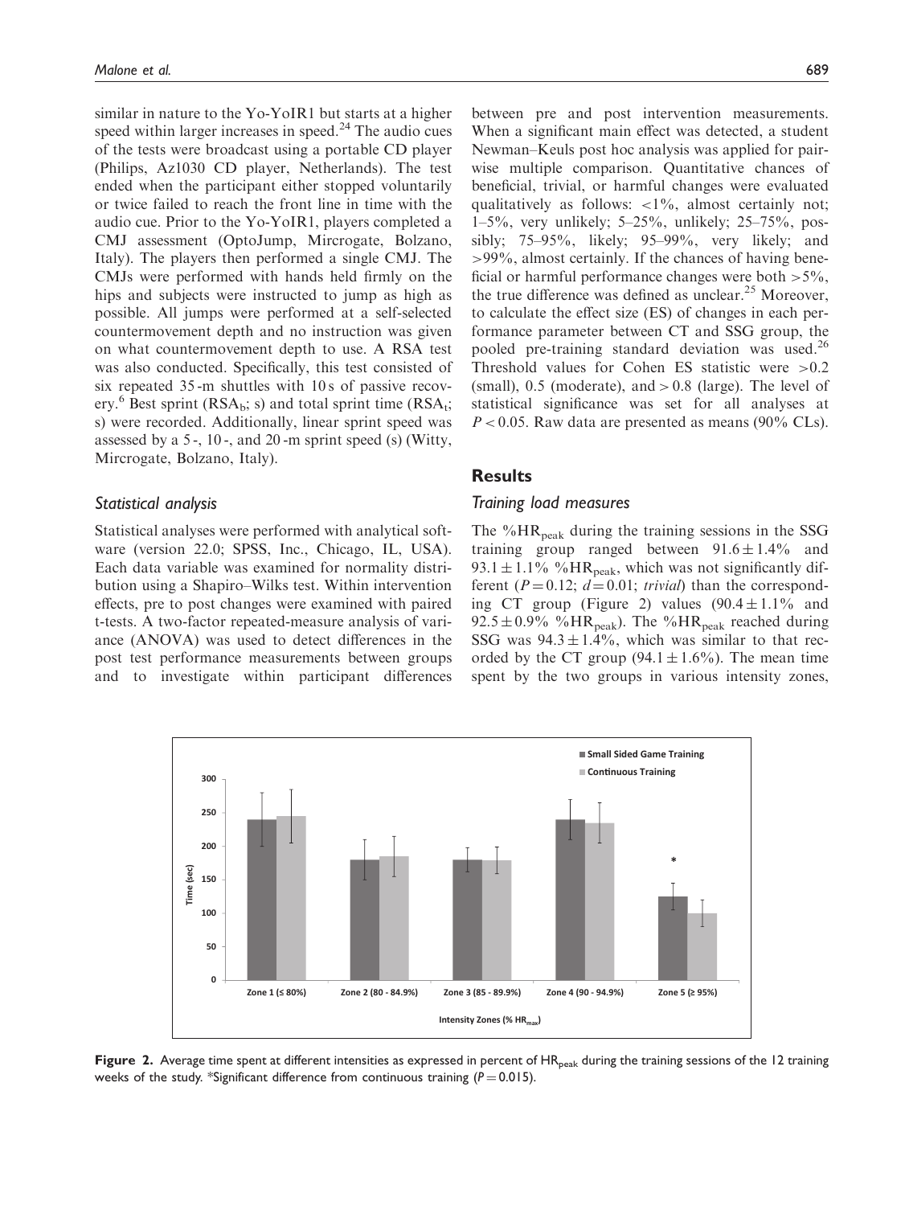similar in nature to the Yo-YoIR1 but starts at a higher speed within larger increases in speed.[24] The audio cues of the tests were broadcast using a portable CD player (Philips, Az1030 CD player, Netherlands). The test ended when the participant either stopped voluntarily or twice failed to reach the front line in time with the audio cue. Prior to the Yo-YoIR1, players completed a CMJ assessment (OptoJump, Mircrogate, Bolzano, Italy). The players then performed a single CMJ. The CMJs were performed with hands held firmly on the hips and subjects were instructed to jump as high as possible. All jumps were performed at a self-selected countermovement depth and no instruction was given on what countermovement depth to use. A RSA test was also conducted. Specifically, this test consisted of six repeated 35-m shuttles with 10 s of passive recovery.[6] Best sprint ($RSA_b$; s) and total sprint time ($RSA_t$; s) were recorded. Additionally, linear sprint speed was assessed by a 5-, 10-, and 20-m sprint speed (s) (Witty, Mircrogate, Bolzano, Italy).

### Statistical analysis

Statistical analyses were performed with analytical software (version 22.0; SPSS, Inc., Chicago, IL, USA). Each data variable was examined for normality distribution using a Shapiro–Wilks test. Within intervention effects, pre to post changes were examined with paired t-tests. A two-factor repeated-measure analysis of variance (ANOVA) was used to detect differences in the post test performance measurements between groups and to investigate within participant differences between pre and post intervention measurements. When a significant main effect was detected, a student Newman–Keuls post hoc analysis was applied for pairwise multiple comparison. Quantitative chances of beneficial, trivial, or harmful changes were evaluated qualitatively as follows: <1%, almost certainly not; 1–5%, very unlikely; 5–25%, unlikely; 25–75%, possibly; 75–95%, likely; 95–99%, very likely; and >99%, almost certainly. If the chances of having beneficial or harmful performance changes were both >5%, the true difference was defined as unclear.[25] Moreover, to calculate the effect size (ES) of changes in each performance parameter between CT and SSG group, the pooled pre-training standard deviation was used.[26] Threshold values for Cohen ES statistic were >0.2 (small), 0.5 (moderate), and > 0.8 (large). The level of statistical significance was set for all analyses at $P < 0.05$. Raw data are presented as means (90% CLs).

## Results

### Training load measures

The $\%HR_{peak}$ during the training sessions in the SSG training group ranged between $91.6 \pm 1.4\%$ and $93.1 \pm 1.1\%$ $\%HR_{peak}$, which was not significantly different ($P = 0.12$; $d = 0.01$; *trivial*) than the corresponding CT group (Figure 2) values ($90.4 \pm 1.1\%$ and $92.5 \pm 0.9\%$ $\%HR_{peak}$). The $\%HR_{peak}$ reached during SSG was $94.3 \pm 1.4\%$, which was similar to that recorded by the CT group ($94.1 \pm 1.6\%$). The mean time spent by the two groups in various intensity zones,

**Figure 2.** Average time spent at different intensities as expressed in percent of $HR_{peak}$ during the training sessions of the 12 training weeks of the study. *Significant difference from continuous training ($P = 0.015$).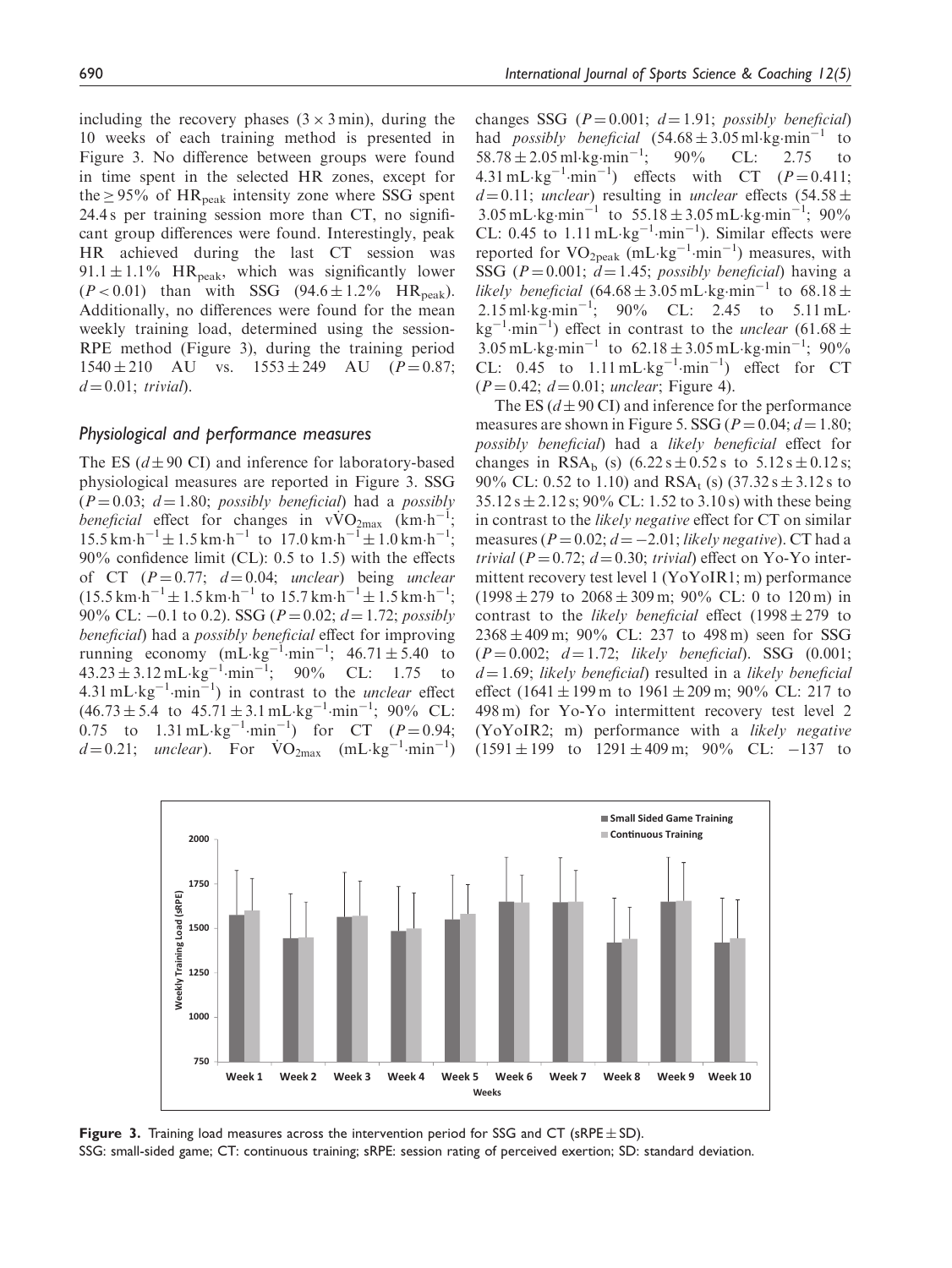including the recovery phases ($3 \times 3$ min), during the 10 weeks of each training method is presented in Figure 3. No difference between groups were found in time spent in the selected HR zones, except for the $\geq 95\%$ of $HR_{peak}$ intensity zone where SSG spent 24.4 s per training session more than CT, no significant group differences were found. Interestingly, peak HR achieved during the last CT session was $91.1 \pm 1.1\%$ $HR_{peak}$, which was significantly lower ($P < 0.01$) than with SSG ($94.6 \pm 1.2\%$ $HR_{peak}$). Additionally, no differences were found for the mean weekly training load, determined using the session-RPE method (Figure 3), during the training period $1540 \pm 210$ AU vs. $1553 \pm 249$ AU ($P = 0.87$; $d = 0.01$; *trivial*).

### Physiological and performance measures

The ES ($d \pm 90$ CI) and inference for laboratory-based physiological measures are reported in Figure 3. SSG ($P = 0.03$; $d = 1.80$; *possibly beneficial*) had a *possibly beneficial* effect for changes in $v\dot{V}O_{2max}$ ($km \cdot h^{-1}$; $15.5\ km \cdot h^{-1} \pm 1.5\ km \cdot h^{-1}$ to $17.0\ km \cdot h^{-1} \pm 1.0\ km \cdot h^{-1}$; 90% confidence limit (CL): 0.5 to 1.5) with the effects of CT ($P = 0.77$; $d = 0.04$; *unclear*) being *unclear* ($15.5\ km \cdot h^{-1} \pm 1.5\ km \cdot h^{-1}$ to $15.7\ km \cdot h^{-1} \pm 1.5\ km \cdot h^{-1}$; 90% CL: −0.1 to 0.2). SSG ($P = 0.02$; $d = 1.72$; *possibly beneficial*) had a *possibly beneficial* effect for improving running economy ($mL \cdot kg^{-1} \cdot min^{-1}$; $46.71 \pm 5.40$ to $43.23 \pm 3.12\ mL \cdot kg^{-1} \cdot min^{-1}$; 90% CL: 1.75 to $4.31\ mL \cdot kg^{-1} \cdot min^{-1}$) in contrast to the *unclear* effect ($46.73 \pm 5.4$ to $45.71 \pm 3.1\ mL \cdot kg^{-1} \cdot min^{-1}$; 90% CL: 0.75 to $1.31\ mL \cdot kg^{-1} \cdot min^{-1}$) for CT ($P = 0.94$; $d = 0.21$; *unclear*). For $\dot{V}O_{2max}$ ($mL \cdot kg^{-1} \cdot min^{-1}$) changes SSG ($P = 0.001$; $d = 1.91$; *possibly beneficial*) had *possibly beneficial* ($54.68 \pm 3.05\ ml \cdot kg \cdot min^{-1}$ to $58.78 \pm 2.05\ ml \cdot kg \cdot min^{-1}$; 90% CL: 2.75 to $4.31\ mL \cdot kg^{-1} \cdot min^{-1}$) effects with CT ($P = 0.411$; $d = 0.11$; *unclear*) resulting in *unclear* effects ($54.58 \pm 3.05\ mL \cdot kg \cdot min^{-1}$ to $55.18 \pm 3.05\ mL \cdot kg \cdot min^{-1}$; 90% CL: 0.45 to $1.11\ mL \cdot kg^{-1} \cdot min^{-1}$). Similar effects were reported for $VO_{2peak}$ ($mL \cdot kg^{-1} \cdot min^{-1}$) measures, with SSG ($P = 0.001$; $d = 1.45$; *possibly beneficial*) having a *likely beneficial* ($64.68 \pm 3.05\ mL \cdot kg \cdot min^{-1}$ to $68.18 \pm 2.15\ ml \cdot kg \cdot min^{-1}$; 90% CL: 2.45 to $5.11\ mL \cdot kg^{-1} \cdot min^{-1}$) effect in contrast to the *unclear* ($61.68 \pm 3.05\ mL \cdot kg \cdot min^{-1}$ to $62.18 \pm 3.05\ mL \cdot kg \cdot min^{-1}$; 90% CL: 0.45 to $1.11\ mL \cdot kg^{-1} \cdot min^{-1}$) effect for CT ($P = 0.42$; $d = 0.01$; *unclear*; Figure 4).

The ES ($d \pm 90$ CI) and inference for the performance measures are shown in Figure 5. SSG ($P = 0.04$; $d = 1.80$; *possibly beneficial*) had a *likely beneficial* effect for changes in $RSA_b$ (s) ($6.22\ s \pm 0.52\ s$ to $5.12\ s \pm 0.12\ s$; 90% CL: 0.52 to 1.10) and $RSA_t$ (s) ($37.32\ s \pm 3.12\ s$ to $35.12\ s \pm 2.12\ s$; 90% CL: 1.52 to 3.10 s) with these being in contrast to the *likely negative* effect for CT on similar measures ($P = 0.02$; $d = -2.01$; *likely negative*). CT had a *trivial* ($P = 0.72$; $d = 0.30$; *trivial*) effect on Yo-Yo intermittent recovery test level 1 (YoYoIR1; m) performance ($1998 \pm 279$ to $2068 \pm 309$ m; 90% CL: 0 to 120 m) in contrast to the *likely beneficial* effect ($1998 \pm 279$ to $2368 \pm 409$ m; 90% CL: 237 to 498 m) seen for SSG ($P = 0.002$; $d = 1.72$; *likely beneficial*). SSG (0.001; $d = 1.69$; *likely beneficial*) resulted in a *likely beneficial* effect ($1641 \pm 199$ m to $1961 \pm 209$ m; 90% CL: 217 to 498 m) for Yo-Yo intermittent recovery test level 2 (YoYoIR2; m) performance with a *likely negative* ($1591 \pm 199$ to $1291 \pm 409$ m; 90% CL: −137 to

**Figure 3.** Training load measures across the intervention period for SSG and CT (sRPE ± SD).
SSG: small-sided game; CT: continuous training; sRPE: session rating of perceived exertion; SD: standard deviation.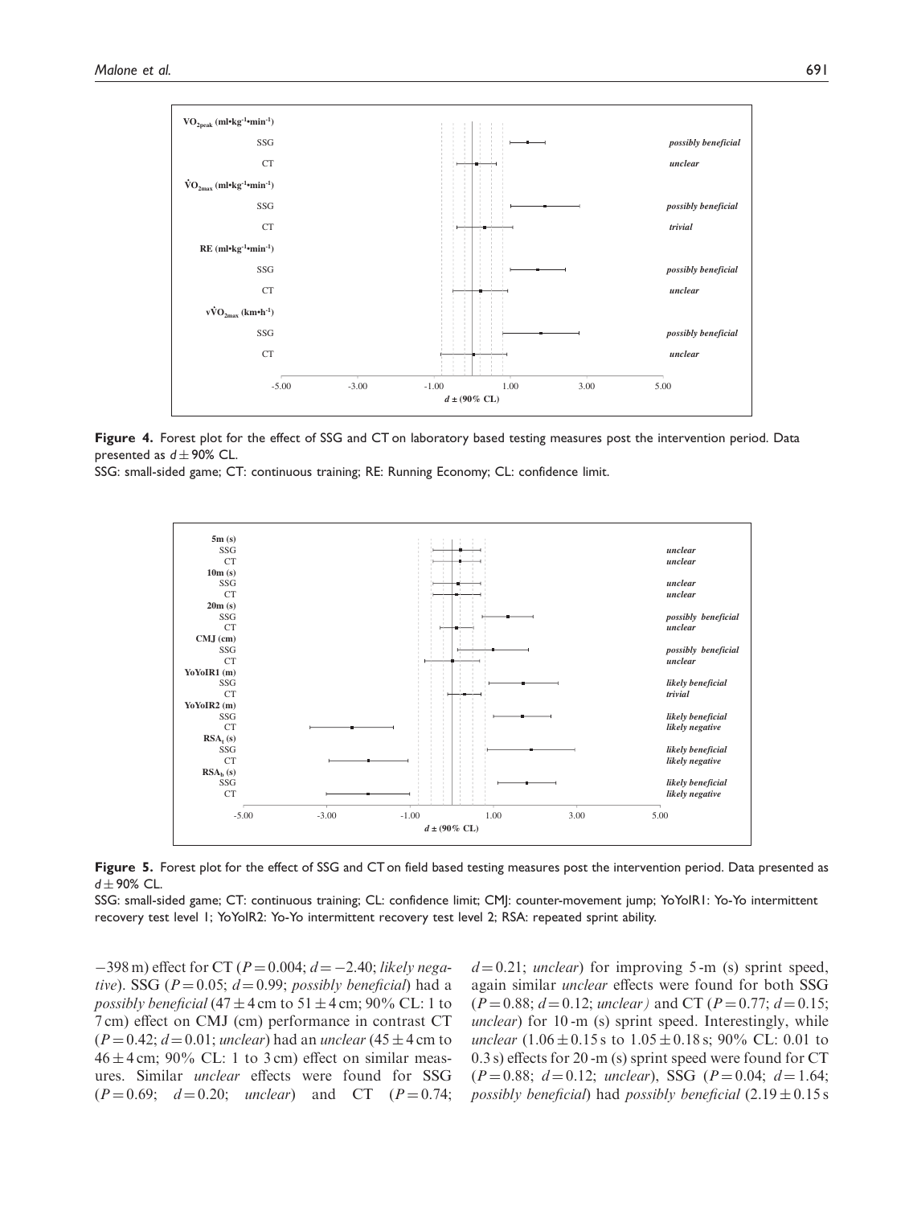Figure 4. Forest plot for the effect of SSG and CT on laboratory based testing measures post the intervention period. Data presented as $d \pm 90\%$ CL.

SSG: small-sided game; CT: continuous training; RE: Running Economy; CL: confidence limit.

Figure 5. Forest plot for the effect of SSG and CT on field based testing measures post the intervention period. Data presented as $d \pm 90\%$ CL.

SSG: small-sided game; CT: continuous training; CL: confidence limit; CMJ: counter-movement jump; YoYoIR1: Yo-Yo intermittent recovery test level 1; YoYoIR2: Yo-Yo intermittent recovery test level 2; RSA: repeated sprint ability.

−398 m) effect for CT ($P = 0.004$; $d = -2.40$; *likely negative*). SSG ($P = 0.05$; $d = 0.99$; *possibly beneficial*) had a *possibly beneficial* ($47 \pm 4$ cm to $51 \pm 4$ cm; 90% CL: 1 to 7 cm) effect on CMJ (cm) performance in contrast CT ($P = 0.42$; $d = 0.01$; *unclear*) had an *unclear* ($45 \pm 4$ cm to $46 \pm 4$ cm; 90% CL: 1 to 3 cm) effect on similar measures. Similar *unclear* effects were found for SSG ($P = 0.69$; $d = 0.20$; *unclear*) and CT ($P = 0.74$; $d = 0.21$; *unclear*) for improving 5-m (s) sprint speed, again similar *unclear* effects were found for both SSG ($P = 0.88$; $d = 0.12$; *unclear)* and CT ($P = 0.77$; $d = 0.15$; *unclear*) for 10-m (s) sprint speed. Interestingly, while *unclear* ($1.06 \pm 0.15$ s to $1.05 \pm 0.18$ s; 90% CL: 0.01 to 0.3 s) effects for 20-m (s) sprint speed were found for CT ($P = 0.88$; $d = 0.12$; *unclear*), SSG ($P = 0.04$; $d = 1.64$; *possibly beneficial*) had *possibly beneficial* ($2.19 \pm 0.15$ s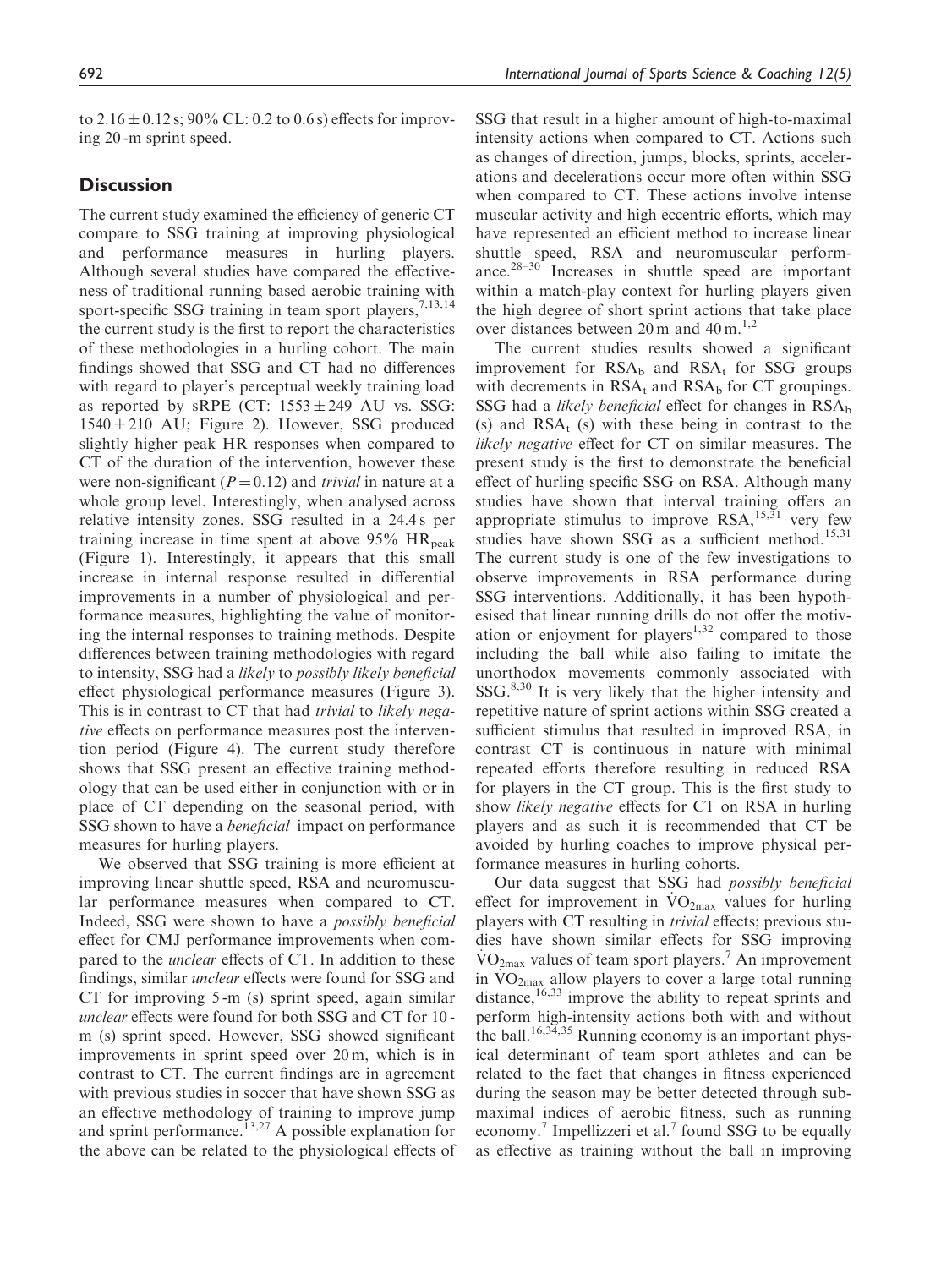to $2.16 \pm 0.12$ s; 90% CL: 0.2 to 0.6 s) effects for improving 20 -m sprint speed.

## Discussion

The current study examined the efficiency of generic CT compare to SSG training at improving physiological and performance measures in hurling players. Although several studies have compared the effectiveness of traditional running based aerobic training with sport-specific SSG training in team sport players,[7,13,14] the current study is the first to report the characteristics of these methodologies in a hurling cohort. The main findings showed that SSG and CT had no differences with regard to player's perceptual weekly training load as reported by sRPE (CT: $1553 \pm 249$ AU vs. SSG: $1540 \pm 210$ AU; Figure 2). However, SSG produced slightly higher peak HR responses when compared to CT of the duration of the intervention, however these were non-significant ($P = 0.12$) and *trivial* in nature at a whole group level. Interestingly, when analysed across relative intensity zones, SSG resulted in a 24.4 s per training increase in time spent at above 95% $HR_{peak}$ (Figure 1). Interestingly, it appears that this small increase in internal response resulted in differential improvements in a number of physiological and performance measures, highlighting the value of monitoring the internal responses to training methods. Despite differences between training methodologies with regard to intensity, SSG had a *likely* to *possibly likely beneficial* effect physiological performance measures (Figure 3). This is in contrast to CT that had *trivial* to *likely negative* effects on performance measures post the intervention period (Figure 4). The current study therefore shows that SSG present an effective training methodology that can be used either in conjunction with or in place of CT depending on the seasonal period, with SSG shown to have a *beneficial* impact on performance measures for hurling players.

We observed that SSG training is more efficient at improving linear shuttle speed, RSA and neuromuscular performance measures when compared to CT. Indeed, SSG were shown to have a *possibly beneficial* effect for CMJ performance improvements when compared to the *unclear* effects of CT. In addition to these findings, similar *unclear* effects were found for SSG and CT for improving 5 -m (s) sprint speed, again similar *unclear* effects were found for both SSG and CT for 10 - m (s) sprint speed. However, SSG showed significant improvements in sprint speed over 20 m, which is in contrast to CT. The current findings are in agreement with previous studies in soccer that have shown SSG as an effective methodology of training to improve jump and sprint performance.[13,27] A possible explanation for the above can be related to the physiological effects of SSG that result in a higher amount of high-to-maximal intensity actions when compared to CT. Actions such as changes of direction, jumps, blocks, sprints, accelerations and decelerations occur more often within SSG when compared to CT. These actions involve intense muscular activity and high eccentric efforts, which may have represented an efficient method to increase linear shuttle speed, RSA and neuromuscular performance.[28–30] Increases in shuttle speed are important within a match-play context for hurling players given the high degree of short sprint actions that take place over distances between 20 m and 40 m.[1,2]

The current studies results showed a significant improvement for $RSA_b$ and $RSA_t$ for SSG groups with decrements in $RSA_t$ and $RSA_b$ for CT groupings. SSG had a *likely beneficial* effect for changes in $RSA_b$ (s) and $RSA_t$ (s) with these being in contrast to the *likely negative* effect for CT on similar measures. The present study is the first to demonstrate the beneficial effect of hurling specific SSG on RSA. Although many studies have shown that interval training offers an appropriate stimulus to improve RSA,[15,31] very few studies have shown SSG as a sufficient method.[15,31] The current study is one of the few investigations to observe improvements in RSA performance during SSG interventions. Additionally, it has been hypothesised that linear running drills do not offer the motivation or enjoyment for players[1,32] compared to those including the ball while also failing to imitate the unorthodox movements commonly associated with SSG.[8,30] It is very likely that the higher intensity and repetitive nature of sprint actions within SSG created a sufficient stimulus that resulted in improved RSA, in contrast CT is continuous in nature with minimal repeated efforts therefore resulting in reduced RSA for players in the CT group. This is the first study to show *likely negative* effects for CT on RSA in hurling players and as such it is recommended that CT be avoided by hurling coaches to improve physical performance measures in hurling cohorts.

Our data suggest that SSG had *possibly beneficial* effect for improvement in $\dot{V}O_{2max}$ values for hurling players with CT resulting in *trivial* effects; previous studies have shown similar effects for SSG improving $\dot{V}O_{2max}$ values of team sport players.[7] An improvement in $\dot{V}O_{2max}$ allow players to cover a large total running distance,[16,33] improve the ability to repeat sprints and perform high-intensity actions both with and without the ball.[16,34,35] Running economy is an important physical determinant of team sport athletes and can be related to the fact that changes in fitness experienced during the season may be better detected through submaximal indices of aerobic fitness, such as running economy.[7] Impellizzeri et al.[7] found SSG to be equally as effective as training without the ball in improving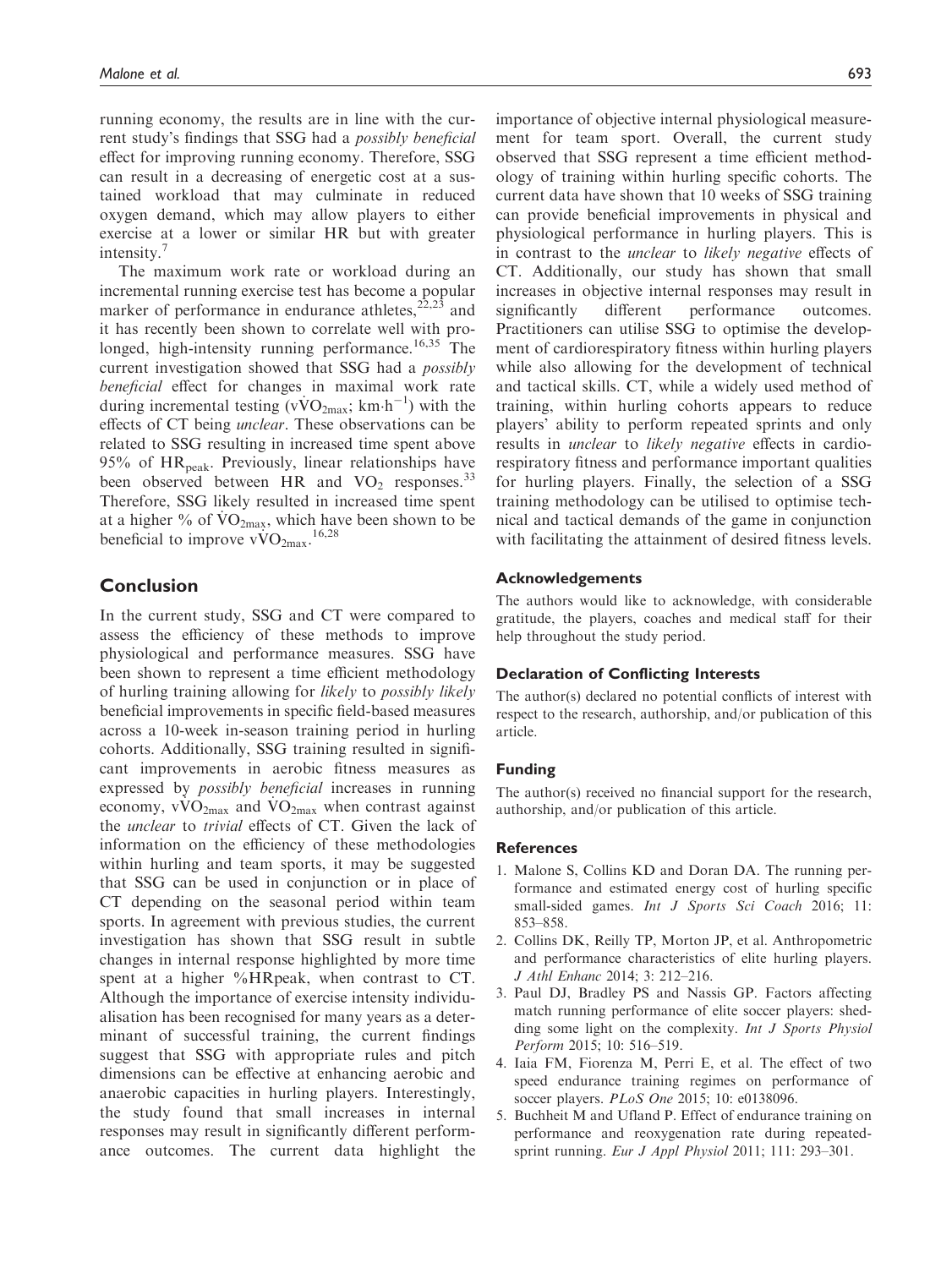running economy, the results are in line with the current study's findings that SSG had a *possibly beneficial* effect for improving running economy. Therefore, SSG can result in a decreasing of energetic cost at a sustained workload that may culminate in reduced oxygen demand, which may allow players to either exercise at a lower or similar HR but with greater intensity.[7]

The maximum work rate or workload during an incremental running exercise test has become a popular marker of performance in endurance athletes,[22,23] and it has recently been shown to correlate well with prolonged, high-intensity running performance.[16,35] The current investigation showed that SSG had a *possibly beneficial* effect for changes in maximal work rate during incremental testing ($v\dot{V}O_{2max}$; $km{\cdot}h^{-1}$) with the effects of CT being *unclear*. These observations can be related to SSG resulting in increased time spent above 95% of $HR_{peak}$. Previously, linear relationships have been observed between HR and $VO_2$ responses.[33] Therefore, SSG likely resulted in increased time spent at a higher % of $\dot{V}O_{2max}$, which have been shown to be beneficial to improve $v\dot{V}O_{2max}$.[16,28]

## Conclusion

In the current study, SSG and CT were compared to assess the efficiency of these methods to improve physiological and performance measures. SSG have been shown to represent a time efficient methodology of hurling training allowing for *likely* to *possibly likely* beneficial improvements in specific field-based measures across a 10-week in-season training period in hurling cohorts. Additionally, SSG training resulted in significant improvements in aerobic fitness measures as expressed by *possibly beneficial* increases in running economy, $v\dot{V}O_{2max}$ and $\dot{V}O_{2max}$ when contrast against the *unclear* to *trivial* effects of CT. Given the lack of information on the efficiency of these methodologies within hurling and team sports, it may be suggested that SSG can be used in conjunction or in place of CT depending on the seasonal period within team sports. In agreement with previous studies, the current investigation has shown that SSG result in subtle changes in internal response highlighted by more time spent at a higher %HRpeak, when contrast to CT. Although the importance of exercise intensity individualisation has been recognised for many years as a determinant of successful training, the current findings suggest that SSG with appropriate rules and pitch dimensions can be effective at enhancing aerobic and anaerobic capacities in hurling players. Interestingly, the study found that small increases in internal responses may result in significantly different performance outcomes. The current data highlight the importance of objective internal physiological measurement for team sport. Overall, the current study observed that SSG represent a time efficient methodology of training within hurling specific cohorts. The current data have shown that 10 weeks of SSG training can provide beneficial improvements in physical and physiological performance in hurling players. This is in contrast to the *unclear* to *likely negative* effects of CT. Additionally, our study has shown that small increases in objective internal responses may result in significantly different performance outcomes. Practitioners can utilise SSG to optimise the development of cardiorespiratory fitness within hurling players while also allowing for the development of technical and tactical skills. CT, while a widely used method of training, within hurling cohorts appears to reduce players' ability to perform repeated sprints and only results in *unclear* to *likely negative* effects in cardiorespiratory fitness and performance important qualities for hurling players. Finally, the selection of a SSG training methodology can be utilised to optimise technical and tactical demands of the game in conjunction with facilitating the attainment of desired fitness levels.

### Acknowledgements

The authors would like to acknowledge, with considerable gratitude, the players, coaches and medical staff for their help throughout the study period.

### Declaration of Conflicting Interests

The author(s) declared no potential conflicts of interest with respect to the research, authorship, and/or publication of this article.

### Funding

The author(s) received no financial support for the research, authorship, and/or publication of this article.

### References

1. Malone S, Collins KD and Doran DA. The running performance and estimated energy cost of hurling specific small-sided games. *Int J Sports Sci Coach* 2016; 11: 853–858.
2. Collins DK, Reilly TP, Morton JP, et al. Anthropometric and performance characteristics of elite hurling players. *J Athl Enhanc* 2014; 3: 212–216.
3. Paul DJ, Bradley PS and Nassis GP. Factors affecting match running performance of elite soccer players: shedding some light on the complexity. *Int J Sports Physiol Perform* 2015; 10: 516–519.
4. Iaia FM, Fiorenza M, Perri E, et al. The effect of two speed endurance training regimes on performance of soccer players. *PLoS One* 2015; 10: e0138096.
5. Buchheit M and Ufland P. Effect of endurance training on performance and reoxygenation rate during repeated-sprint running. *Eur J Appl Physiol* 2011; 111: 293–301.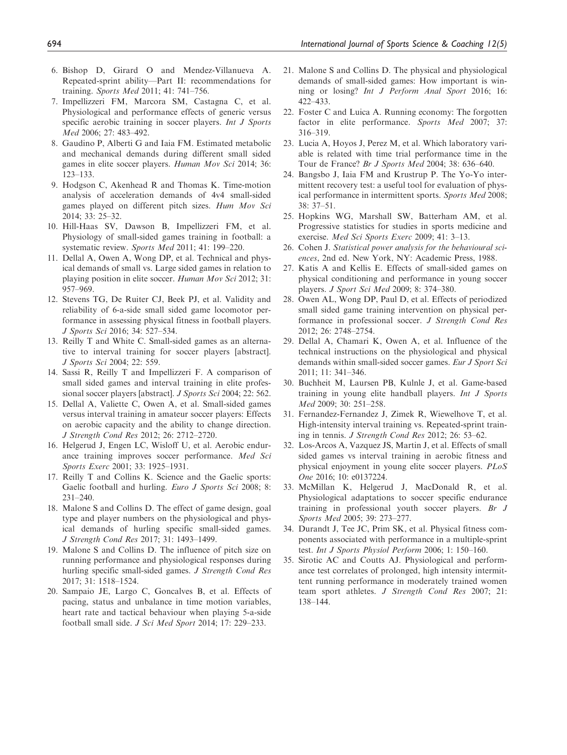6. Bishop D, Girard O and Mendez-Villanueva A. Repeated-sprint ability—Part II: recommendations for training. *Sports Med* 2011; 41: 741–756.
7. Impellizzeri FM, Marcora SM, Castagna C, et al. Physiological and performance effects of generic versus specific aerobic training in soccer players. *Int J Sports Med* 2006; 27: 483–492.
8. Gaudino P, Alberti G and Iaia FM. Estimated metabolic and mechanical demands during different small sided games in elite soccer players. *Human Mov Sci* 2014; 36: 123–133.
9. Hodgson C, Akenhead R and Thomas K. Time-motion analysis of acceleration demands of 4v4 small-sided games played on different pitch sizes. *Hum Mov Sci* 2014; 33: 25–32.
10. Hill-Haas SV, Dawson B, Impellizzeri FM, et al. Physiology of small-sided games training in football: a systematic review. *Sports Med* 2011; 41: 199–220.
11. Dellal A, Owen A, Wong DP, et al. Technical and physical demands of small vs. Large sided games in relation to playing position in elite soccer. *Human Mov Sci* 2012; 31: 957–969.
12. Stevens TG, De Ruiter CJ, Beek PJ, et al. Validity and reliability of 6-a-side small sided game locomotor performance in assessing physical fitness in football players. *J Sports Sci* 2016; 34: 527–534.
13. Reilly T and White C. Small-sided games as an alternative to interval training for soccer players [abstract]. *J Sports Sci* 2004; 22: 559.
14. Sassi R, Reilly T and Impellizzeri F. A comparison of small sided games and interval training in elite professional soccer players [abstract]. *J Sports Sci* 2004; 22: 562.
15. Dellal A, Valiette C, Owen A, et al. Small-sided games versus interval training in amateur soccer players: Effects on aerobic capacity and the ability to change direction. *J Strength Cond Res* 2012; 26: 2712–2720.
16. Helgerud J, Engen LC, Wisloff U, et al. Aerobic endurance training improves soccer performance. *Med Sci Sports Exerc* 2001; 33: 1925–1931.
17. Reilly T and Collins K. Science and the Gaelic sports: Gaelic football and hurling. *Euro J Sports Sci* 2008; 8: 231–240.
18. Malone S and Collins D. The effect of game design, goal type and player numbers on the physiological and physical demands of hurling specific small-sided games. *J Strength Cond Res* 2017; 31: 1493–1499.
19. Malone S and Collins D. The influence of pitch size on running performance and physiological responses during hurling specific small-sided games. *J Strength Cond Res* 2017; 31: 1518–1524.
20. Sampaio JE, Largo C, Goncalves B, et al. Effects of pacing, status and unbalance in time motion variables, heart rate and tactical behaviour when playing 5-a-side football small side. *J Sci Med Sport* 2014; 17: 229–233.
21. Malone S and Collins D. The physical and physiological demands of small-sided games: How important is winning or losing? *Int J Perform Anal Sport* 2016; 16: 422–433.
22. Foster C and Luica A. Running economy: The forgotten factor in elite performance. *Sports Med* 2007; 37: 316–319.
23. Lucia A, Hoyos J, Perez M, et al. Which laboratory variable is related with time trial performance time in the Tour de France? *Br J Sports Med* 2004; 38: 636–640.
24. Bangsbo J, Iaia FM and Krustrup P. The Yo-Yo intermittent recovery test: a useful tool for evaluation of physical performance in intermittent sports. *Sports Med* 2008; 38: 37–51.
25. Hopkins WG, Marshall SW, Batterham AM, et al. Progressive statistics for studies in sports medicine and exercise. *Med Sci Sports Exerc* 2009; 41: 3–13.
26. Cohen J. *Statistical power analysis for the behavioural sciences*, 2nd ed. New York, NY: Academic Press, 1988.
27. Katis A and Kellis E. Effects of small-sided games on physical conditioning and performance in young soccer players. *J Sport Sci Med* 2009; 8: 374–380.
28. Owen AL, Wong DP, Paul D, et al. Effects of periodized small sided game training intervention on physical performance in professional soccer. *J Strength Cond Res* 2012; 26: 2748–2754.
29. Dellal A, Chamari K, Owen A, et al. Influence of the technical instructions on the physiological and physical demands within small-sided soccer games. *Eur J Sport Sci* 2011; 11: 341–346.
30. Buchheit M, Laursen PB, Kulnle J, et al. Game-based training in young elite handball players. *Int J Sports Med* 2009; 30: 251–258.
31. Fernandez-Fernandez J, Zimek R, Wiewelhove T, et al. High-intensity interval training vs. Repeated-sprint training in tennis. *J Strength Cond Res* 2012; 26: 53–62.
32. Los-Arcos A, Vazquez JS, Martin J, et al. Effects of small sided games vs interval training in aerobic fitness and physical enjoyment in young elite soccer players. *PLoS One* 2016; 10: e0137224.
33. McMillan K, Helgerud J, MacDonald R, et al. Physiological adaptations to soccer specific endurance training in professional youth soccer players. *Br J Sports Med* 2005; 39: 273–277.
34. Durandt J, Tee JC, Prim SK, et al. Physical fitness components associated with performance in a multiple-sprint test. *Int J Sports Physiol Perform* 2006; 1: 150–160.
35. Sirotic AC and Coutts AJ. Physiological and performance test correlates of prolonged, high intensity intermittent running performance in moderately trained women team sport athletes. *J Strength Cond Res* 2007; 21: 138–144.